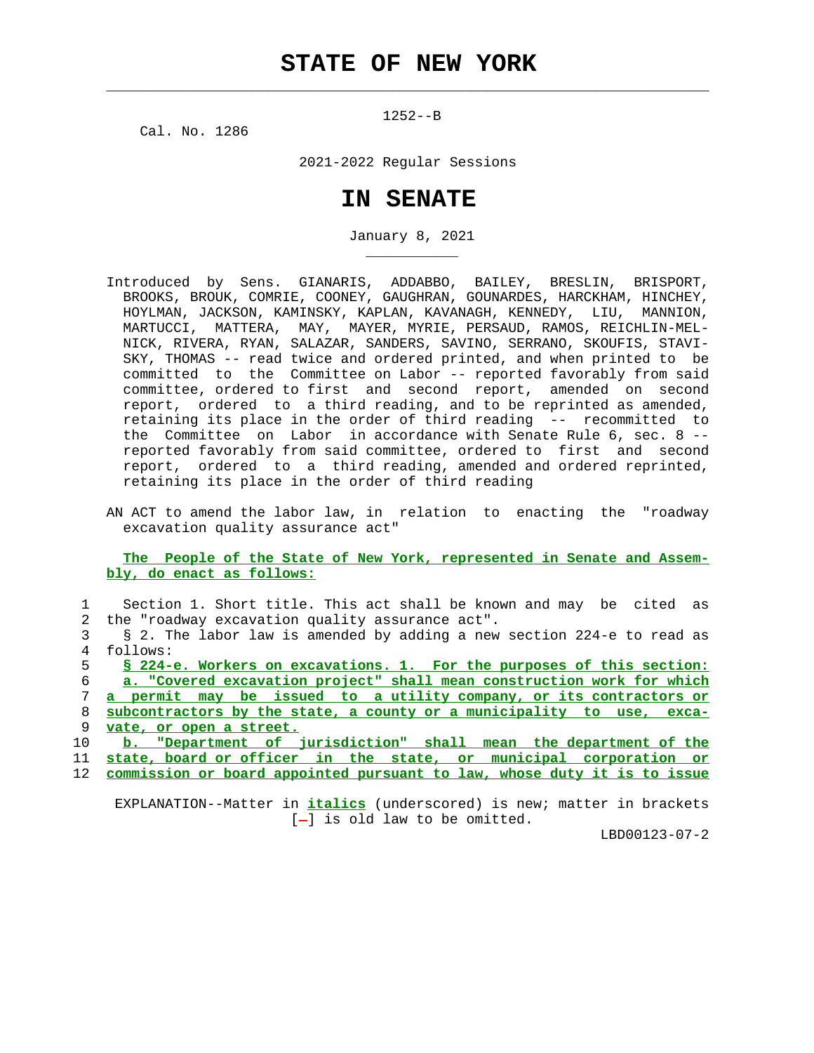# STATE OF NEW YORK

1252--B

Cal. No. 1286

2021-2022 Regular Sessions

# IN SENATE

January 8, 2021

Introduced by Sens. GIANARIS, ADDABBO, BAILEY, BRESLIN, BRISPORT, BROOKS, BROUK, COMRIE, COONEY, GAUGHRAN, GOUNARDES, HARCKHAM, HINCHEY, HOYLMAN, JACKSON, KAMINSKY, KAPLAN, KAVANAGH, KENNEDY, LIU, MANNION, MARTUCCI, MATTERA, MAY, MAYER, MYRIE, PERSAUD, RAMOS, REICHLIN-MELNICK, RIVERA, RYAN, SALAZAR, SANDERS, SAVINO, SERRANO, SKOUFIS, STAVISKY, THOMAS -- read twice and ordered printed, and when printed to be committed to the Committee on Labor -- reported favorably from said committee, ordered to first and second report, amended on second report, ordered to a third reading, and to be reprinted as amended, retaining its place in the order of third reading -- recommitted to the Committee on Labor in accordance with Senate Rule 6, sec. 8 -- reported favorably from said committee, ordered to first and second report, ordered to a third reading, amended and ordered reprinted, retaining its place in the order of third reading

AN ACT to amend the labor law, in relation to enacting the "roadway excavation quality assurance act"

The People of the State of New York, represented in Senate and Assembly, do enact as follows:

1 Section 1. Short title. This act shall be known and may be cited as
2 the "roadway excavation quality assurance act".
3 § 2. The labor law is amended by adding a new section 224-e to read as
4 follows:
5 § 224-e. Workers on excavations. 1. For the purposes of this section:
6 a. "Covered excavation project" shall mean construction work for which
7 a permit may be issued to a utility company, or its contractors or
8 subcontractors by the state, a county or a municipality to use, exca-
9 vate, or open a street.
10 b. "Department of jurisdiction" shall mean the department of the
11 state, board or officer in the state, or municipal corporation or
12 commission or board appointed pursuant to law, whose duty it is to issue

EXPLANATION--Matter in *italics* (underscored) is new; matter in brackets [-] is old law to be omitted.

LBD00123-07-2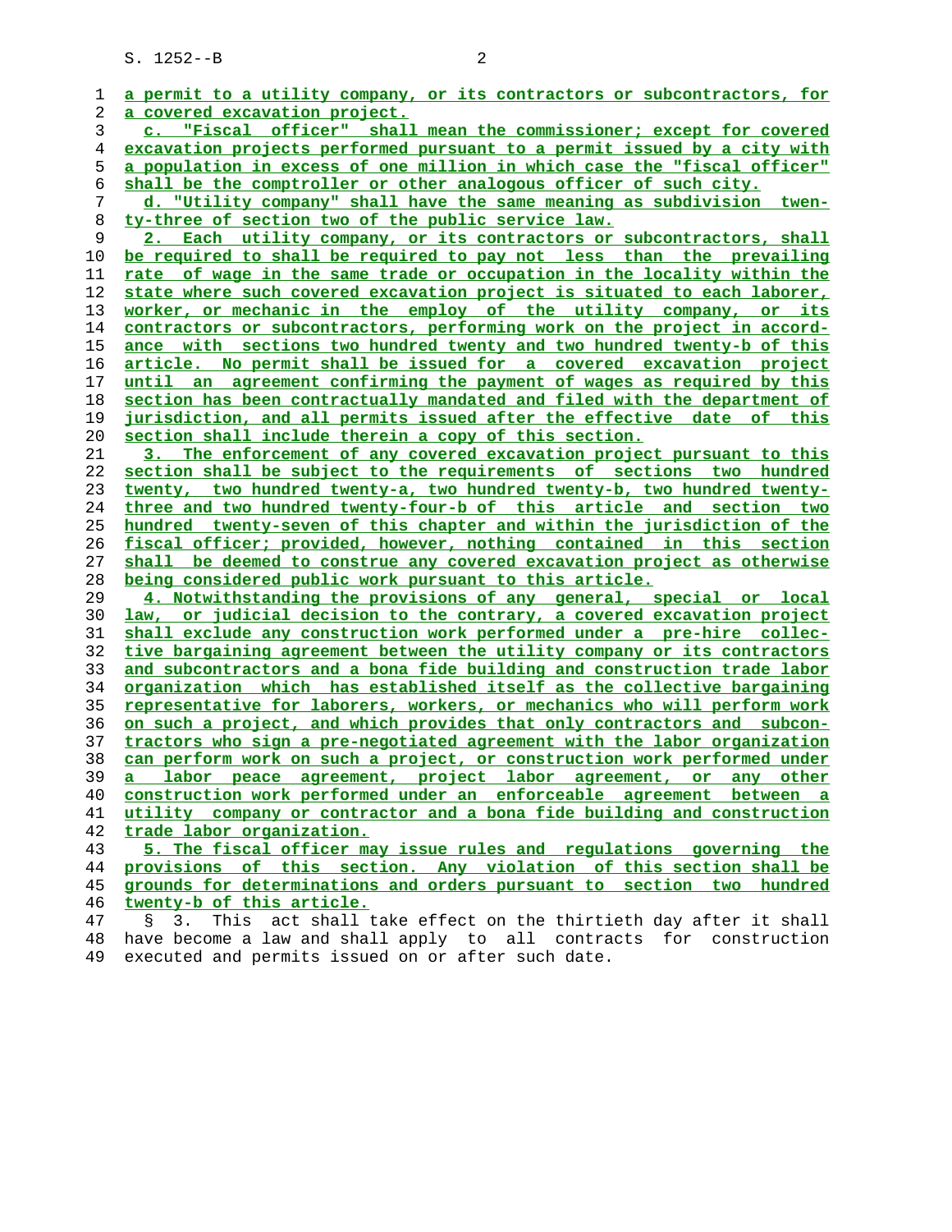a permit to a utility company, or its contractors or subcontractors, for a covered excavation project.

c. "Fiscal officer" shall mean the commissioner; except for covered excavation projects performed pursuant to a permit issued by a city with a population in excess of one million in which case the "fiscal officer" shall be the comptroller or other analogous officer of such city.

d. "Utility company" shall have the same meaning as subdivision twenty-three of section two of the public service law.

2. Each utility company, or its contractors or subcontractors, shall be required to shall be required to pay not less than the prevailing rate of wage in the same trade or occupation in the locality within the state where such covered excavation project is situated to each laborer, worker, or mechanic in the employ of the utility company, or its contractors or subcontractors, performing work on the project in accordance with sections two hundred twenty and two hundred twenty-b of this article. No permit shall be issued for a covered excavation project until an agreement confirming the payment of wages as required by this section has been contractually mandated and filed with the department of jurisdiction, and all permits issued after the effective date of this section shall include therein a copy of this section.

3. The enforcement of any covered excavation project pursuant to this section shall be subject to the requirements of sections two hundred twenty, two hundred twenty-a, two hundred twenty-b, two hundred twenty-three and two hundred twenty-four-b of this article and section two hundred twenty-seven of this chapter and within the jurisdiction of the fiscal officer; provided, however, nothing contained in this section shall be deemed to construe any covered excavation project as otherwise being considered public work pursuant to this article.

4. Notwithstanding the provisions of any general, special or local law, or judicial decision to the contrary, a covered excavation project shall exclude any construction work performed under a pre-hire collective bargaining agreement between the utility company or its contractors and subcontractors and a bona fide building and construction trade labor organization which has established itself as the collective bargaining representative for laborers, workers, or mechanics who will perform work on such a project, and which provides that only contractors and subcontractors who sign a pre-negotiated agreement with the labor organization can perform work on such a project, or construction work performed under a labor peace agreement, project labor agreement, or any other construction work performed under an enforceable agreement between a utility company or contractor and a bona fide building and construction trade labor organization.

5. The fiscal officer may issue rules and regulations governing the provisions of this section. Any violation of this section shall be grounds for determinations and orders pursuant to section two hundred twenty-b of this article.

§ 3. This act shall take effect on the thirtieth day after it shall have become a law and shall apply to all contracts for construction executed and permits issued on or after such date.